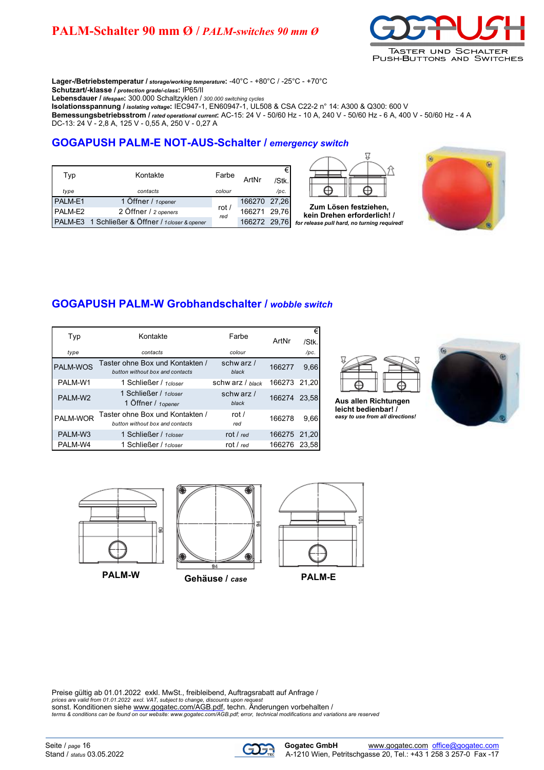# PALM-Schalter 90 mm Ø / *PALM-switches 90 mm Ø*

**Lager-/Betriebstemperatur /** ***storage/working temperature*****:** -40°C - +80°C / -25°C - +70°C
**Schutzart/-klasse /** ***protection grade/-class*****:** IP65/II
**Lebensdauer /** ***lifespan*****:** 300.000 Schaltzyklen / *300.000 switching cycles*
**Isolationsspannung /** ***isolating voltage*****:** IEC947-1, EN60947-1, UL508 & CSA C22-2 n° 14: A300 & Q300: 600 V
**Bemessungsbetriebsstrom /** ***rated operational current*****:** AC-15: 24 V - 50/60 Hz - 10 A, 240 V - 50/60 Hz - 6 A, 400 V - 50/60 Hz - 4 A
DC-13: 24 V - 2,8 A, 125 V - 0,55 A, 250 V - 0,27 A

## GOGAPUSH PALM-E NOT-AUS-Schalter / *emergency switch*

| Typ *type* | Kontakte *contacts* | Farbe *colour* | ArtNr | € /Stk. */pc.* |
|---|---|---|---|---|
| PALM-E1 | 1 Öffner / *1opener* | rot / *red* | 166270 | 27,26 |
| PALM-E2 | 2 Öffner / *2 openers* | rot / *red* | 166271 | 29,76 |
| PALM-E3 | 1 Schließer & Öffner / *1closer & opener* | rot / *red* | 166272 | 29,76 |

**Zum Lösen festziehen, kein Drehen erforderlich! /**
***for release pull hard, no turning required!***

## GOGAPUSH PALM-W Grobhandschalter / *wobble switch*

| Typ *type* | Kontakte *contacts* | Farbe *colour* | ArtNr | € /Stk. */pc.* |
|---|---|---|---|---|
| PALM-WOS | Taster ohne Box und Kontakten / *button without box and contacts* | schwarz / *black* | 166277 | 9,66 |
| PALM-W1 | 1 Schließer / *1closer* | schwarz / *black* | 166273 | 21,20 |
| PALM-W2 | 1 Schließer / *1closer* 1 Öffner / *1opener* | schwarz / *black* | 166274 | 23,58 |
| PALM-WOR | Taster ohne Box und Kontakten / *button without box and contacts* | rot / *red* | 166278 | 9,66 |
| PALM-W3 | 1 Schließer / *1closer* | rot / *red* | 166275 | 21,20 |
| PALM-W4 | 1 Schließer / *1closer* | rot / *red* | 166276 | 23,58 |

**Aus allen Richtungen leicht bedienbar! /**
***easy to use from all directions!***

**PALM-W** — **Gehäuse /** ***case*** — **PALM-E**

Preise gültig ab 01.01.2022 exkl. MwSt., freibleibend, Auftragsrabatt auf Anfrage /
*prices are valid from 01.01.2022 excl. VAT, subject to change, discounts upon request*
sonst. Konditionen siehe www.gogatec.com/AGB.pdf, techn. Änderungen vorbehalten /
*terms & conditions can be found on our website: www.gogatec.com/AGB.pdf; error, technical modifications and variations are reserved*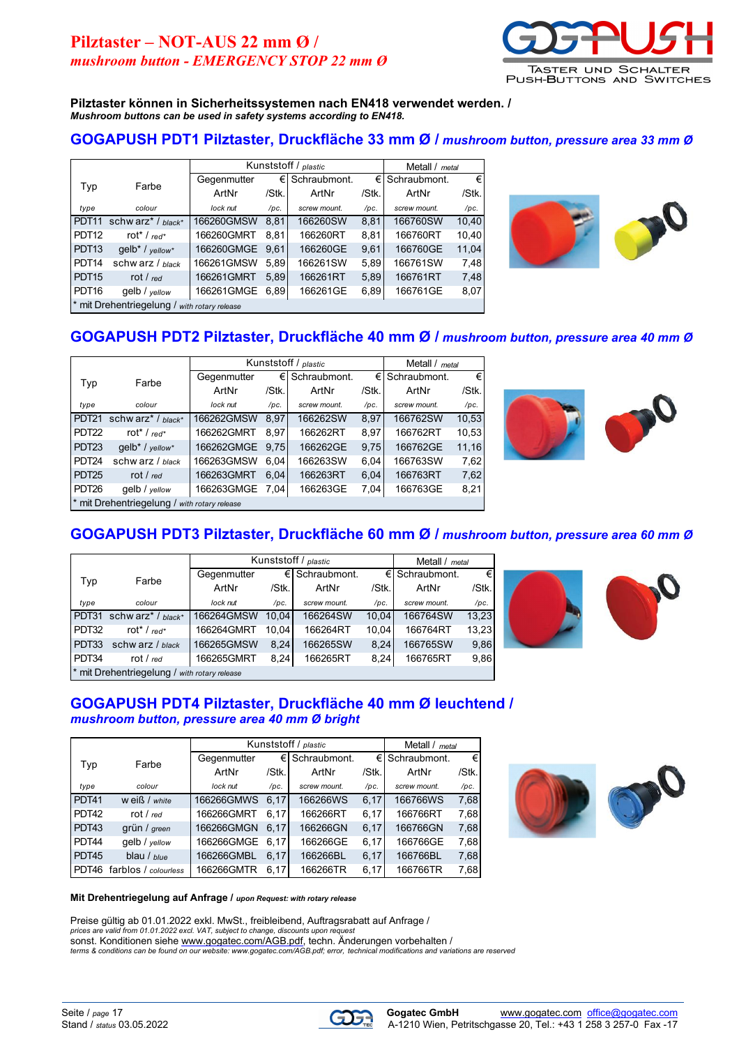# Pilztaster – NOT-AUS 22 mm Ø /
*mushroom button - EMERGENCY STOP 22 mm Ø*

**Pilztaster können in Sicherheitssystemen nach EN418 verwendet werden. /**
***Mushroom buttons can be used in safety systems according to EN418.***

## GOGAPUSH PDT1 Pilztaster, Druckfläche 33 mm Ø / *mushroom button, pressure area 33 mm Ø*

| Typ | Farbe | Kunststoff / *plastic* | | | | Metall / *metal* | |
|---|---|---|---|---|---|---|---|
| | | Gegenmutter ArtNr | € /Stk. | Schraubmont. ArtNr | € /Stk. | Schraubmont. ArtNr | € /Stk. |
| *type* | *colour* | *lock nut* | */pc.* | *screw mount.* | */pc.* | *screw mount.* | */pc.* |
| PDT11 | schwarz* / *black** | 166260GMSW | 8,81 | 166260SW | 8,81 | 166760SW | 10,40 |
| PDT12 | rot* / *red** | 166260GMRT | 8,81 | 166260RT | 8,81 | 166760RT | 10,40 |
| PDT13 | gelb* / *yellow** | 166260GMGE | 9,61 | 166260GE | 9,61 | 166760GE | 11,04 |
| PDT14 | schwarz / *black* | 166261GMSW | 5,89 | 166261SW | 5,89 | 166761SW | 7,48 |
| PDT15 | rot / *red* | 166261GMRT | 5,89 | 166261RT | 5,89 | 166761RT | 7,48 |
| PDT16 | gelb / *yellow* | 166261GMGE | 6,89 | 166261GE | 6,89 | 166761GE | 8,07 |

\* mit Drehentriegelung / *with rotary release*

## GOGAPUSH PDT2 Pilztaster, Druckfläche 40 mm Ø / *mushroom button, pressure area 40 mm Ø*

| Typ | Farbe | Kunststoff / *plastic* | | | | Metall / *metal* | |
|---|---|---|---|---|---|---|---|
| | | Gegenmutter ArtNr | € /Stk. | Schraubmont. ArtNr | € /Stk. | Schraubmont. ArtNr | € /Stk. |
| *type* | *colour* | *lock nut* | */pc.* | *screw mount.* | */pc.* | *screw mount.* | */pc.* |
| PDT21 | schwarz* / *black** | 166262GMSW | 8,97 | 166262SW | 8,97 | 166762SW | 10,53 |
| PDT22 | rot* / *red** | 166262GMRT | 8,97 | 166262RT | 8,97 | 166762RT | 10,53 |
| PDT23 | gelb* / *yellow** | 166262GMGE | 9,75 | 166262GE | 9,75 | 166762GE | 11,16 |
| PDT24 | schwarz / *black* | 166263GMSW | 6,04 | 166263SW | 6,04 | 166763SW | 7,62 |
| PDT25 | rot / *red* | 166263GMRT | 6,04 | 166263RT | 6,04 | 166763RT | 7,62 |
| PDT26 | gelb / *yellow* | 166263GMGE | 7,04 | 166263GE | 7,04 | 166763GE | 8,21 |

\* mit Drehentriegelung / *with rotary release*

## GOGAPUSH PDT3 Pilztaster, Druckfläche 60 mm Ø / *mushroom button, pressure area 60 mm Ø*

| Typ | Farbe | Kunststoff / *plastic* | | | | Metall / *metal* | |
|---|---|---|---|---|---|---|---|
| | | Gegenmutter ArtNr | € /Stk. | Schraubmont. ArtNr | € /Stk. | Schraubmont. ArtNr | € /Stk. |
| *type* | *colour* | *lock nut* | */pc.* | *screw mount.* | */pc.* | *screw mount.* | */pc.* |
| PDT31 | schwarz* / *black** | 166264GMSW | 10,04 | 166264SW | 10,04 | 166764SW | 13,23 |
| PDT32 | rot* / *red** | 166264GMRT | 10,04 | 166264RT | 10,04 | 166764RT | 13,23 |
| PDT33 | schwarz / *black* | 166265GMSW | 8,24 | 166265SW | 8,24 | 166765SW | 9,86 |
| PDT34 | rot / *red* | 166265GMRT | 8,24 | 166265RT | 8,24 | 166765RT | 9,86 |

\* mit Drehentriegelung / *with rotary release*

## GOGAPUSH PDT4 Pilztaster, Druckfläche 40 mm Ø leuchtend / *mushroom button, pressure area 40 mm Ø bright*

| Typ | Farbe | Kunststoff / *plastic* | | | | Metall / *metal* | |
|---|---|---|---|---|---|---|---|
| | | Gegenmutter ArtNr | € /Stk. | Schraubmont. ArtNr | € /Stk. | Schraubmont. ArtNr | € /Stk. |
| *type* | *colour* | *lock nut* | */pc.* | *screw mount.* | */pc.* | *screw mount.* | */pc.* |
| PDT41 | weiß / *white* | 166266GMWS | 6,17 | 166266WS | 6,17 | 166766WS | 7,68 |
| PDT42 | rot / *red* | 166266GMRT | 6,17 | 166266RT | 6,17 | 166766RT | 7,68 |
| PDT43 | grün / *green* | 166266GMGN | 6,17 | 166266GN | 6,17 | 166766GN | 7,68 |
| PDT44 | gelb / *yellow* | 166266GMGE | 6,17 | 166266GE | 6,17 | 166766GE | 7,68 |
| PDT45 | blau / *blue* | 166266GMBL | 6,17 | 166266BL | 6,17 | 166766BL | 7,68 |
| PDT46 | farblos / *colourless* | 166266GMTR | 6,17 | 166266TR | 6,17 | 166766TR | 7,68 |

**Mit Drehentriegelung auf Anfrage /** ***upon Request: with rotary release***

Preise gültig ab 01.01.2022 exkl. MwSt., freibleibend, Auftragsrabatt auf Anfrage /
*prices are valid from 01.01.2022 excl. VAT, subject to change, discounts upon request*
sonst. Konditionen siehe www.gogatec.com/AGB.pdf, techn. Änderungen vorbehalten /
*terms & conditions can be found on our website: www.gogatec.com/AGB.pdf; error, technical modifications and variations are reserved*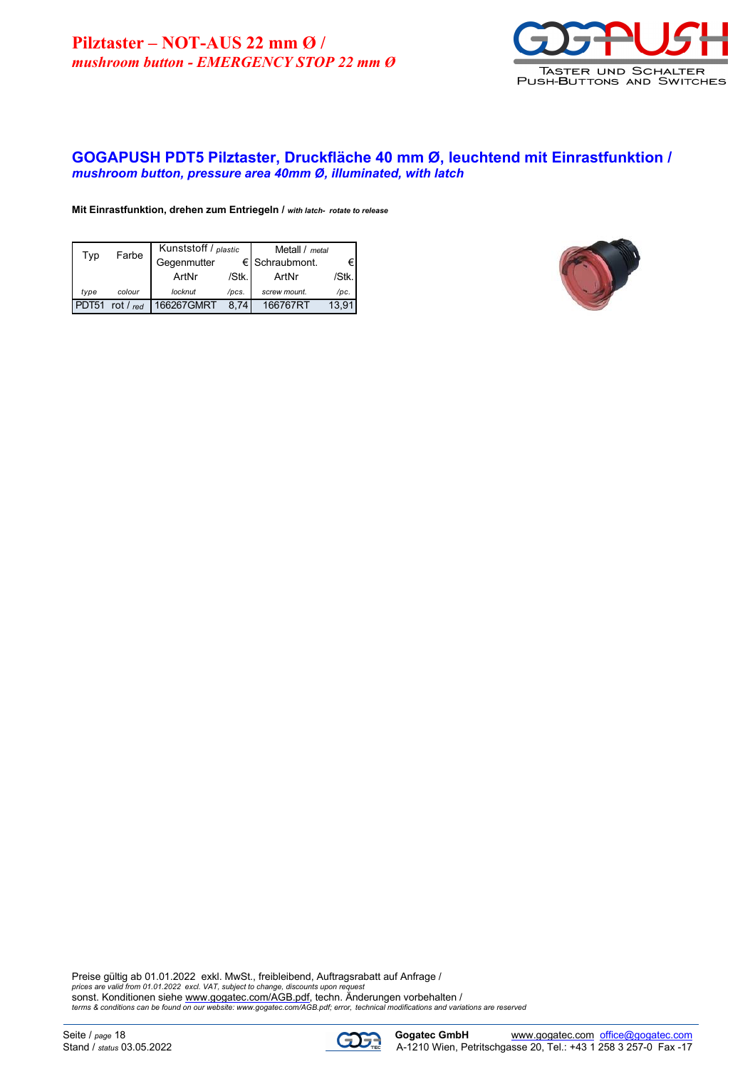# Pilztaster – NOT-AUS 22 mm Ø /
*mushroom button - EMERGENCY STOP 22 mm Ø*

TASTER UND SCHALTER
PUSH-BUTTONS AND SWITCHES

## GOGAPUSH PDT5 Pilztaster, Druckfläche 40 mm Ø, leuchtend mit Einrastfunktion /
***mushroom button, pressure area 40mm Ø, illuminated, with latch***

**Mit Einrastfunktion, drehen zum Entriegeln /** ***with latch- rotate to release***

| Typ | Farbe | Kunststoff / *plastic* Gegenmutter ArtNr | € /Stk. | Metall / *metal* Schraubmont. ArtNr | € /Stk. |
|---|---|---|---|---|---|
| *type* | *colour* | *locknut* | */pcs.* | *screw mount.* | */pc.* |
| PDT51 | rot / *red* | 166267GMRT | 8,74 | 166767RT | 13,91 |

Preise gültig ab 01.01.2022 exkl. MwSt., freibleibend, Auftragsrabatt auf Anfrage /
*prices are valid from 01.01.2022 excl. VAT, subject to change, discounts upon request*
sonst. Konditionen siehe www.gogatec.com/AGB.pdf, techn. Änderungen vorbehalten /
*terms & conditions can be found on our website: www.gogatec.com/AGB.pdf; error, technical modifications and variations are reserved*

Seite / *page* 18
Stand / *status* 03.05.2022

**Gogatec GmbH** www.gogatec.com office@gogatec.com
A-1210 Wien, Petritschgasse 20, Tel.: +43 1 258 3 257-0 Fax -17